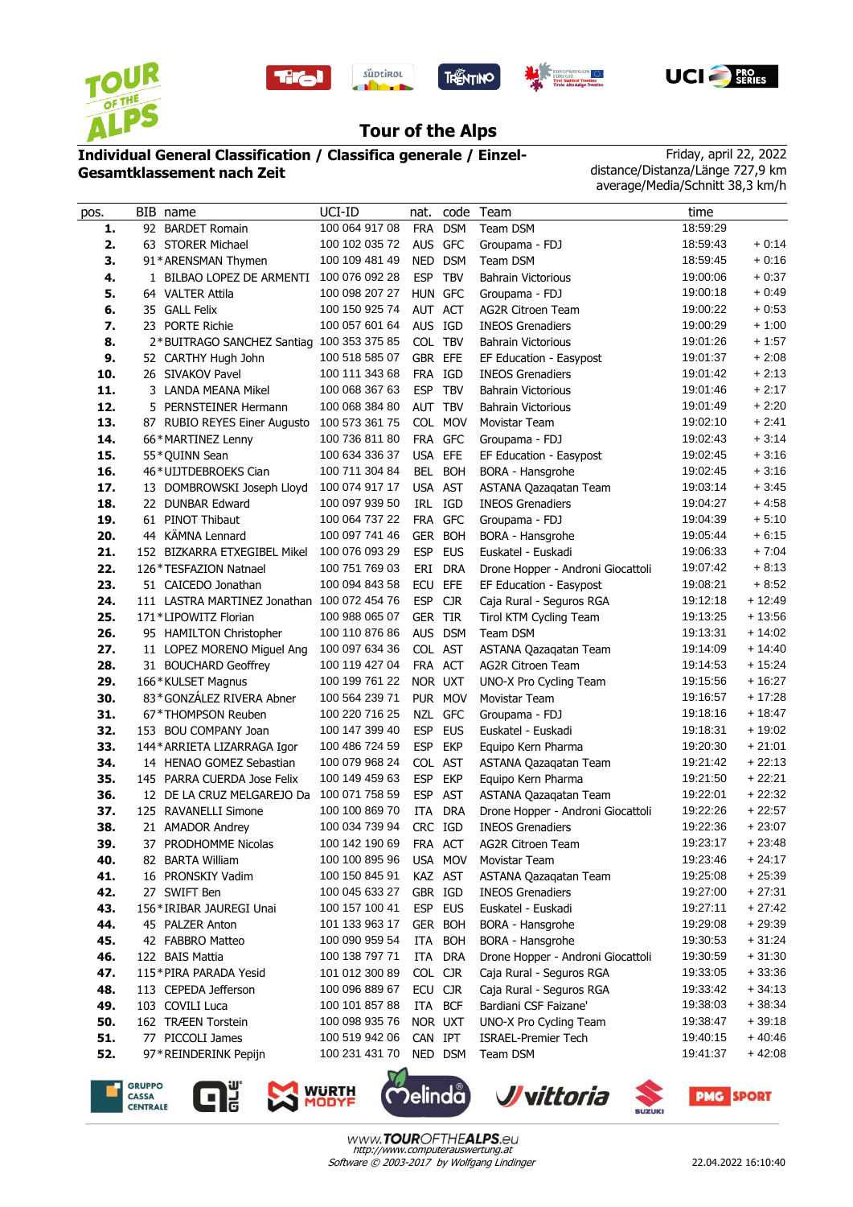# Tour of the Alps

**Individual General Classification / Classifica generale / Einzel-Gesamtklassement nach Zeit**

Friday, april 22, 2022
distance/Distanza/Länge 727,9 km
average/Media/Schnitt 38,3 km/h

| pos. | BIB | name | UCI-ID | nat. | code | Team | time | |
|---|---|---|---|---|---|---|---|---|
| 1. | 92 | BARDET Romain | 100 064 917 08 | FRA | DSM | Team DSM | 18:59:29 | |
| 2. | 63 | STORER Michael | 100 102 035 72 | AUS | GFC | Groupama - FDJ | 18:59:43 | + 0:14 |
| 3. | 91* | ARENSMAN Thymen | 100 109 481 49 | NED | DSM | Team DSM | 18:59:45 | + 0:16 |
| 4. | 1 | BILBAO LOPEZ DE ARMENTI | 100 076 092 28 | ESP | TBV | Bahrain Victorious | 19:00:06 | + 0:37 |
| 5. | 64 | VALTER Attila | 100 098 207 27 | HUN | GFC | Groupama - FDJ | 19:00:18 | + 0:49 |
| 6. | 35 | GALL Felix | 100 150 925 74 | AUT | ACT | AG2R Citroen Team | 19:00:22 | + 0:53 |
| 7. | 23 | PORTE Richie | 100 057 601 64 | AUS | IGD | INEOS Grenadiers | 19:00:29 | + 1:00 |
| 8. | 2* | BUITRAGO SANCHEZ Santiag | 100 353 379 85 | COL | TBV | Bahrain Victorious | 19:01:26 | + 1:57 |
| 9. | 52 | CARTHY Hugh John | 100 518 585 07 | GBR | EFE | EF Education - Easypost | 19:01:37 | + 2:08 |
| 10. | 26 | SIVAKOV Pavel | 100 111 343 68 | FRA | IGD | INEOS Grenadiers | 19:01:42 | + 2:13 |
| 11. | 3 | LANDA MEANA Mikel | 100 068 367 63 | ESP | TBV | Bahrain Victorious | 19:01:46 | + 2:17 |
| 12. | 5 | PERNSTEINER Hermann | 100 068 384 80 | AUT | TBV | Bahrain Victorious | 19:01:49 | + 2:20 |
| 13. | 87 | RUBIO REYES Einer Augusto | 100 573 361 75 | COL | MOV | Movistar Team | 19:02:10 | + 2:41 |
| 14. | 66* | MARTINEZ Lenny | 100 736 811 80 | FRA | GFC | Groupama - FDJ | 19:02:43 | + 3:14 |
| 15. | 55* | QUINN Sean | 100 634 336 37 | USA | EFE | EF Education - Easypost | 19:02:45 | + 3:16 |
| 16. | 46* | UIJTDEBROEKS Cian | 100 711 304 84 | BEL | BOH | BORA - Hansgrohe | 19:02:45 | + 3:16 |
| 17. | 13 | DOMBROWSKI Joseph Lloyd | 100 074 917 17 | USA | AST | ASTANA Qazaqatan Team | 19:03:14 | + 3:45 |
| 18. | 22 | DUNBAR Edward | 100 097 939 50 | IRL | IGD | INEOS Grenadiers | 19:04:27 | + 4:58 |
| 19. | 61 | PINOT Thibaut | 100 064 737 22 | FRA | GFC | Groupama - FDJ | 19:04:39 | + 5:10 |
| 20. | 44 | KÄMNA Lennard | 100 097 741 46 | GER | BOH | BORA - Hansgrohe | 19:05:44 | + 6:15 |
| 21. | 152 | BIZKARRA ETXEGIBEL Mikel | 100 076 093 29 | ESP | EUS | Euskatel - Euskadi | 19:06:33 | + 7:04 |
| 22. | 126* | TESFAZION Natnael | 100 751 769 03 | ERI | DRA | Drone Hopper - Androni Giocattoli | 19:07:42 | + 8:13 |
| 23. | 51 | CAICEDO Jonathan | 100 094 843 58 | ECU | EFE | EF Education - Easypost | 19:08:21 | + 8:52 |
| 24. | 111 | LASTRA MARTINEZ Jonathan | 100 072 454 76 | ESP | CJR | Caja Rural - Seguros RGA | 19:12:18 | + 12:49 |
| 25. | 171* | LIPOWITZ Florian | 100 988 065 07 | GER | TIR | Tirol KTM Cycling Team | 19:13:25 | + 13:56 |
| 26. | 95 | HAMILTON Christopher | 100 110 876 86 | AUS | DSM | Team DSM | 19:13:31 | + 14:02 |
| 27. | 11 | LOPEZ MORENO Miguel Ang | 100 097 634 36 | COL | AST | ASTANA Qazaqatan Team | 19:14:09 | + 14:40 |
| 28. | 31 | BOUCHARD Geoffrey | 100 119 427 04 | FRA | ACT | AG2R Citroen Team | 19:14:53 | + 15:24 |
| 29. | 166* | KULSET Magnus | 100 199 761 22 | NOR | UXT | UNO-X Pro Cycling Team | 19:15:56 | + 16:27 |
| 30. | 83* | GONZÁLEZ RIVERA Abner | 100 564 239 71 | PUR | MOV | Movistar Team | 19:16:57 | + 17:28 |
| 31. | 67* | THOMPSON Reuben | 100 220 716 25 | NZL | GFC | Groupama - FDJ | 19:18:16 | + 18:47 |
| 32. | 153 | BOU COMPANY Joan | 100 147 399 40 | ESP | EUS | Euskatel - Euskadi | 19:18:31 | + 19:02 |
| 33. | 144* | ARRIETA LIZARRAGA Igor | 100 486 724 59 | ESP | EKP | Equipo Kern Pharma | 19:20:30 | + 21:01 |
| 34. | 14 | HENAO GOMEZ Sebastian | 100 079 968 24 | COL | AST | ASTANA Qazaqatan Team | 19:21:42 | + 22:13 |
| 35. | 145 | PARRA CUERDA Jose Felix | 100 149 459 63 | ESP | EKP | Equipo Kern Pharma | 19:21:50 | + 22:21 |
| 36. | 12 | DE LA CRUZ MELGAREJO Da | 100 071 758 59 | ESP | AST | ASTANA Qazaqatan Team | 19:22:01 | + 22:32 |
| 37. | 125 | RAVANELLI Simone | 100 100 869 70 | ITA | DRA | Drone Hopper - Androni Giocattoli | 19:22:26 | + 22:57 |
| 38. | 21 | AMADOR Andrey | 100 034 739 94 | CRC | IGD | INEOS Grenadiers | 19:22:36 | + 23:07 |
| 39. | 37 | PRODHOMME Nicolas | 100 142 190 69 | FRA | ACT | AG2R Citroen Team | 19:23:17 | + 23:48 |
| 40. | 82 | BARTA William | 100 100 895 96 | USA | MOV | Movistar Team | 19:23:46 | + 24:17 |
| 41. | 16 | PRONSKIY Vadim | 100 150 845 91 | KAZ | AST | ASTANA Qazaqatan Team | 19:25:08 | + 25:39 |
| 42. | 27 | SWIFT Ben | 100 045 633 27 | GBR | IGD | INEOS Grenadiers | 19:27:00 | + 27:31 |
| 43. | 156* | IRIBAR JAUREGI Unai | 100 157 100 41 | ESP | EUS | Euskatel - Euskadi | 19:27:11 | + 27:42 |
| 44. | 45 | PALZER Anton | 101 193 363 17 | GER | BOH | BORA - Hansgrohe | 19:29:08 | + 29:39 |
| 45. | 42 | FABBRO Matteo | 100 090 959 54 | ITA | BOH | BORA - Hansgrohe | 19:30:53 | + 31:24 |
| 46. | 122 | BAIS Mattia | 100 138 797 71 | ITA | DRA | Drone Hopper - Androni Giocattoli | 19:30:59 | + 31:30 |
| 47. | 115* | PIRA PARADA Yesid | 101 012 300 89 | COL | CJR | Caja Rural - Seguros RGA | 19:33:05 | + 33:36 |
| 48. | 113 | CEPEDA Jefferson | 100 096 889 67 | ECU | CJR | Caja Rural - Seguros RGA | 19:33:42 | + 34:13 |
| 49. | 103 | COVILI Luca | 100 101 857 88 | ITA | BCF | Bardiani CSF Faizane' | 19:38:03 | + 38:34 |
| 50. | 162 | TRÆEN Torstein | 100 098 935 76 | NOR | UXT | UNO-X Pro Cycling Team | 19:38:47 | + 39:18 |
| 51. | 77 | PICCOLI James | 100 519 942 06 | CAN | IPT | ISRAEL-Premier Tech | 19:40:15 | + 40:46 |
| 52. | 97* | REINDERINK Pepijn | 100 231 431 70 | NED | DSM | Team DSM | 19:41:37 | + 42:08 |

www.TOUROFTHEALPS.eu
http://www.computerauswertung.at
Software © 2003-2017 by Wolfgang Lindinger

22.04.2022 16:10:40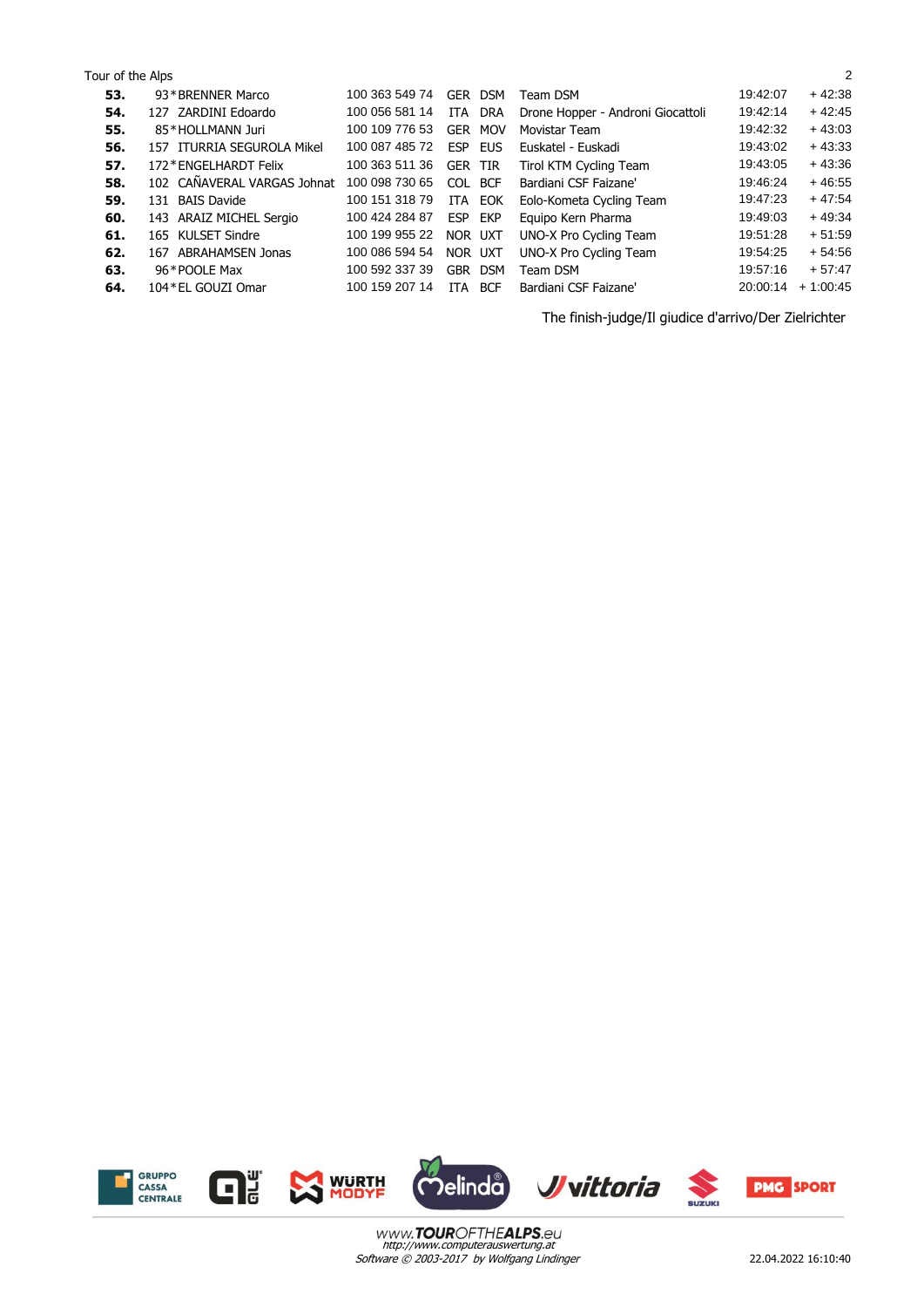Tour of the Alps

| | | | | | | | | |
|---|---|---|---|---|---|---|---|---|
| **53.** | 93 | *BRENNER Marco | 100 363 549 74 | GER | DSM | Team DSM | 19:42:07 | + 42:38 |
| **54.** | 127 | ZARDINI Edoardo | 100 056 581 14 | ITA | DRA | Drone Hopper - Androni Giocattoli | 19:42:14 | + 42:45 |
| **55.** | 85 | *HOLLMANN Juri | 100 109 776 53 | GER | MOV | Movistar Team | 19:42:32 | + 43:03 |
| **56.** | 157 | ITURRIA SEGUROLA Mikel | 100 087 485 72 | ESP | EUS | Euskatel - Euskadi | 19:43:02 | + 43:33 |
| **57.** | 172 | *ENGELHARDT Felix | 100 363 511 36 | GER | TIR | Tirol KTM Cycling Team | 19:43:05 | + 43:36 |
| **58.** | 102 | CAÑAVERAL VARGAS Johnat | 100 098 730 65 | COL | BCF | Bardiani CSF Faizane' | 19:46:24 | + 46:55 |
| **59.** | 131 | BAIS Davide | 100 151 318 79 | ITA | EOK | Eolo-Kometa Cycling Team | 19:47:23 | + 47:54 |
| **60.** | 143 | ARAIZ MICHEL Sergio | 100 424 284 87 | ESP | EKP | Equipo Kern Pharma | 19:49:03 | + 49:34 |
| **61.** | 165 | KULSET Sindre | 100 199 955 22 | NOR | UXT | UNO-X Pro Cycling Team | 19:51:28 | + 51:59 |
| **62.** | 167 | ABRAHAMSEN Jonas | 100 086 594 54 | NOR | UXT | UNO-X Pro Cycling Team | 19:54:25 | + 54:56 |
| **63.** | 96 | *POOLE Max | 100 592 337 39 | GBR | DSM | Team DSM | 19:57:16 | + 57:47 |
| **64.** | 104 | *EL GOUZI Omar | 100 159 207 14 | ITA | BCF | Bardiani CSF Faizane' | 20:00:14 | + 1:00:45 |

The finish-judge/Il giudice d'arrivo/Der Zielrichter

GRUPPO CASSA CENTRALE · WÜRTH MODYF · Melinda · vittoria · SUZUKI · PMG SPORT

www.TOUROFTHEALPS.eu
http://www.computerauswertung.at
Software © 2003-2017 by Wolfgang Lindinger

22.04.2022 16:10:40